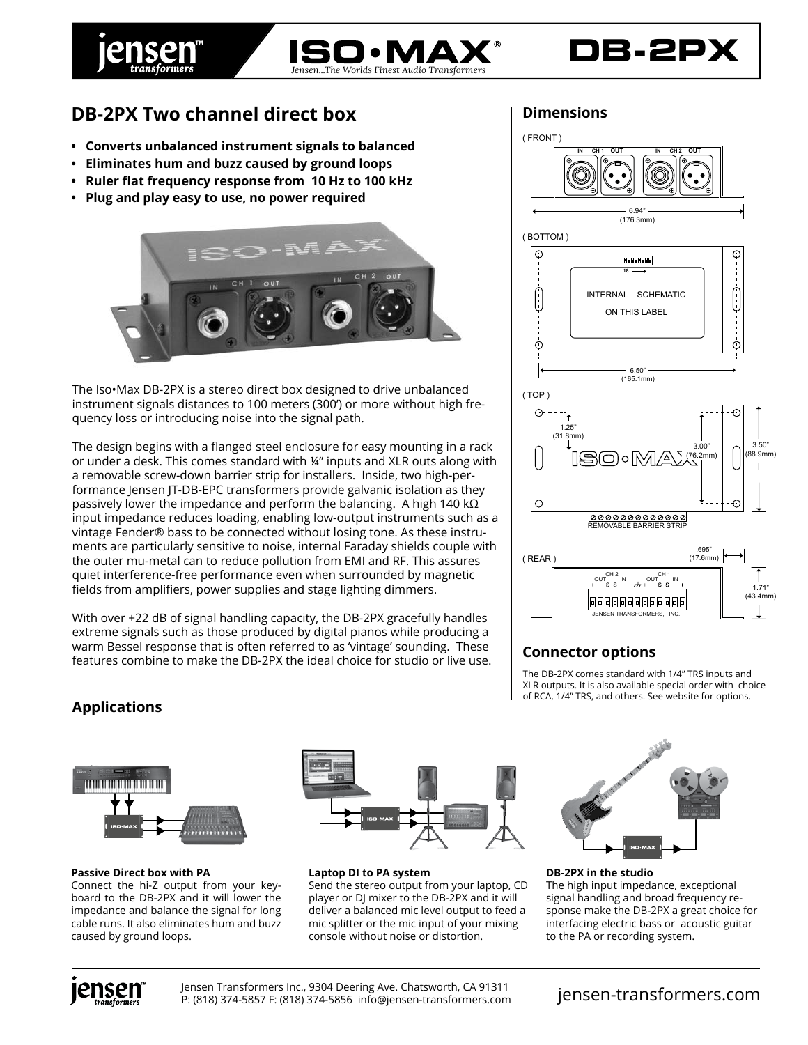# ISO•MAX® DB-2PX

*Jensen...The Worlds Finest Audio Transformers*

## DB-2PX Two channel direct box

- **Converts unbalanced instrument signals to balanced**
- **Eliminates hum and buzz caused by ground loops**
- **Ruler flat frequency response from 10 Hz to 100 kHz**
- **Plug and play easy to use, no power required**

The Iso•Max DB-2PX is a stereo direct box designed to drive unbalanced instrument signals distances to 100 meters (300') or more without high frequency loss or introducing noise into the signal path.

The design begins with a flanged steel enclosure for easy mounting in a rack or under a desk. This comes standard with ¼" inputs and XLR outs along with a removable screw-down barrier strip for installers. Inside, two high-performance Jensen JT-DB-EPC transformers provide galvanic isolation as they passively lower the impedance and perform the balancing. A high 140 kΩ input impedance reduces loading, enabling low-output instruments such as a vintage Fender® bass to be connected without losing tone. As these instruments are particularly sensitive to noise, internal Faraday shields couple with the outer mu-metal can to reduce pollution from EMI and RF. This assures quiet interference-free performance even when surrounded by magnetic fields from amplifiers, power supplies and stage lighting dimmers.

With over +22 dB of signal handling capacity, the DB-2PX gracefully handles extreme signals such as those produced by digital pianos while producing a warm Bessel response that is often referred to as 'vintage' sounding. These features combine to make the DB-2PX the ideal choice for studio or live use.

## Dimensions

( FRONT ) — 6.94" (176.3mm)

( BOTTOM ) — INTERNAL SCHEMATIC ON THIS LABEL — 6.50" (165.1mm)

( TOP ) — 1.25" (31.8mm); 3.00" (76.2mm); 3.50" (88.9mm); REMOVABLE BARRIER STRIP

( REAR ) — .695" (17.6mm); 1.71" (43.4mm); JENSEN TRANSFORMERS, INC.

## Connector options

The DB-2PX comes standard with 1/4" TRS inputs and XLR outputs. It is also available special order with choice of RCA, 1/4" TRS, and others. See website for options.

## Applications

**Passive Direct box with PA**
Connect the hi-Z output from your keyboard to the DB-2PX and it will lower the impedance and balance the signal for long cable runs. It also eliminates hum and buzz caused by ground loops.

**Laptop DI to PA system**
Send the stereo output from your laptop, CD player or DJ mixer to the DB-2PX and it will deliver a balanced mic level output to feed a mic splitter or the mic input of your mixing console without noise or distortion.

**DB-2PX in the studio**
The high input impedance, exceptional signal handling and broad frequency response make the DB-2PX a great choice for interfacing electric bass or acoustic guitar to the PA or recording system.

Jensen Transformers Inc., 9304 Deering Ave. Chatsworth, CA 91311
P: (818) 374-5857 F: (818) 374-5856 info@jensen-transformers.com

jensen-transformers.com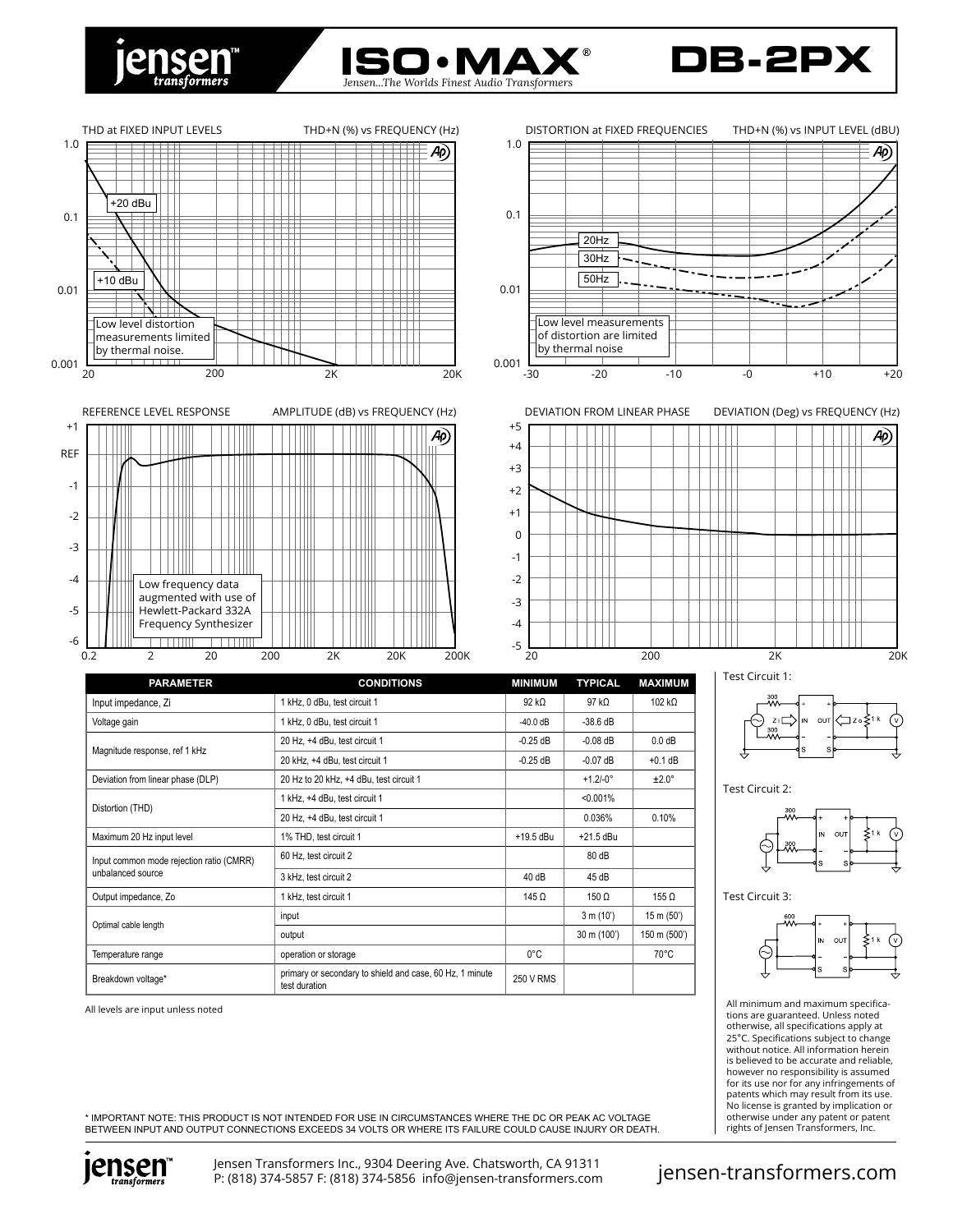# jensen transformers — ISO•MAX® — DB-2PX

*Jensen...The Worlds Finest Audio Transformers*

THD at FIXED INPUT LEVELS — THD+N (%) vs FREQUENCY (Hz)

1.0
0.1
0.01
0.001
20
200
2K
20K

+20 dBu
+10 dBu
Low level distortion measurements limited by thermal noise.

DISTORTION at FIXED FREQUENCIES — THD+N (%) vs INPUT LEVEL (dBU)

1.0
0.1
0.01
0.001
-30
-20
-10
-0
+10
+20

20Hz
30Hz
50Hz
Low level measurements of distortion are limited by thermal noise

REFERENCE LEVEL RESPONSE — AMPLITUDE (dB) vs FREQUENCY (Hz)

+1
REF
-1
-2
-3
-4
-5
-6
0.2
2
20
200
2K
20K
200K

Low frequency data augmented with use of Hewlett-Packard 332A Frequency Synthesizer

DEVIATION FROM LINEAR PHASE — DEVIATION (Deg) vs FREQUENCY (Hz)

+5
+4
+3
+2
+1
0
-1
-2
-3
-4
-5
20
200
2K
20K

| PARAMETER | CONDITIONS | MINIMUM | TYPICAL | MAXIMUM |
|---|---|---|---|---|
| Input impedance, Zi | 1 kHz, 0 dBu, test circuit 1 | 92 kΩ | 97 kΩ | 102 kΩ |
| Voltage gain | 1 kHz, 0 dBu, test circuit 1 | -40.0 dB | -38.6 dB | |
| Magnitude response, ref 1 kHz | 20 Hz, +4 dBu, test circuit 1 | -0.25 dB | -0.08 dB | 0.0 dB |
| | 20 kHz, +4 dBu, test circuit 1 | -0.25 dB | -0.07 dB | +0.1 dB |
| Deviation from linear phase (DLP) | 20 Hz to 20 kHz, +4 dBu, test circuit 1 | | +1.2/-0° | ±2.0° |
| Distortion (THD) | 1 kHz, +4 dBu, test circuit 1 | | <0.001% | |
| | 20 Hz, +4 dBu, test circuit 1 | | 0.036% | 0.10% |
| Maximum 20 Hz input level | 1% THD, test circuit 1 | +19.5 dBu | +21.5 dBu | |
| Input common mode rejection ratio (CMRR) unbalanced source | 60 Hz, test circuit 2 | | 80 dB | |
| | 3 kHz, test circuit 2 | 40 dB | 45 dB | |
| Output impedance, Zo | 1 kHz, test circuit 1 | 145 Ω | 150 Ω | 155 Ω |
| Optimal cable length | input | | 3 m (10') | 15 m (50') |
| | output | | 30 m (100') | 150 m (500') |
| Temperature range | operation or storage | 0°C | | 70°C |
| Breakdown voltage* | primary or secondary to shield and case, 60 Hz, 1 minute test duration | 250 V RMS | | |

All levels are input unless noted

Test Circuit 1:

300
300
Zi
IN
OUT
Zo
1 k
V
S
S

Test Circuit 2:

300
300
IN
OUT
1 k
V
S
S

Test Circuit 3:

600
IN
OUT
1 k
V
S
S

All minimum and maximum specifications are guaranteed. Unless noted otherwise, all specifications apply at 25°C. Specifications subject to change without notice. All information herein is believed to be accurate and reliable, however no responsibility is assumed for its use nor for any infringements of patents which may result from its use. No license is granted by implication or otherwise under any patent or patent rights of Jensen Transformers, Inc.

* IMPORTANT NOTE: THIS PRODUCT IS NOT INTENDED FOR USE IN CIRCUMSTANCES WHERE THE DC OR PEAK AC VOLTAGE BETWEEN INPUT AND OUTPUT CONNECTIONS EXCEEDS 34 VOLTS OR WHERE ITS FAILURE COULD CAUSE INJURY OR DEATH.

Jensen Transformers Inc., 9304 Deering Ave. Chatsworth, CA 91311
P: (818) 374-5857 F: (818) 374-5856 info@jensen-transformers.com

jensen-transformers.com